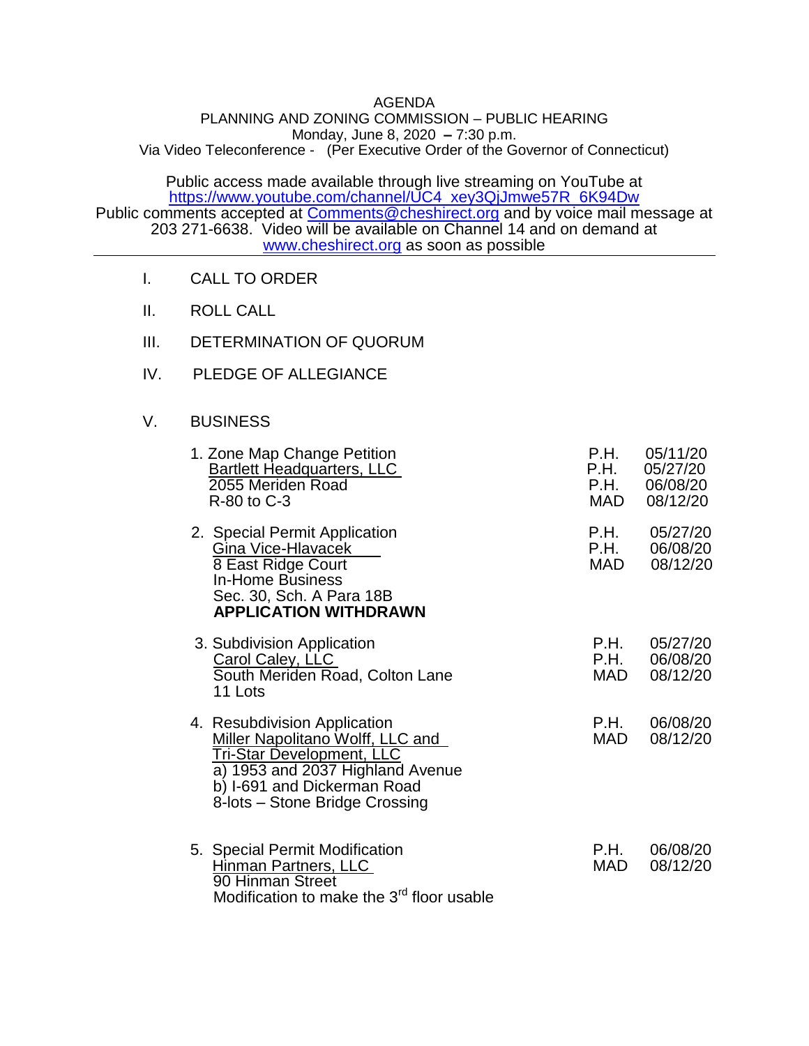AGENDA
PLANNING AND ZONING COMMISSION – PUBLIC HEARING
Monday, June 8, 2020 – 7:30 p.m.
Via Video Teleconference - (Per Executive Order of the Governor of Connecticut)

Public access made available through live streaming on YouTube at https://www.youtube.com/channel/UC4_xey3QjJmwe57R_6K94Dw
Public comments accepted at Comments@cheshirect.org and by voice mail message at 203 271-6638. Video will be available on Channel 14 and on demand at www.cheshirect.org as soon as possible

---

I. CALL TO ORDER

II. ROLL CALL

III. DETERMINATION OF QUORUM

IV. PLEDGE OF ALLEGIANCE

V. BUSINESS

| Item | | |
|---|---|---|
| 1. Zone Map Change Petition<br>Bartlett Headquarters, LLC<br>2055 Meriden Road<br>R-80 to C-3 | P.H.<br>P.H.<br>P.H.<br>MAD | 05/11/20<br>05/27/20<br>06/08/20<br>08/12/20 |
| 2. Special Permit Application<br>Gina Vice-Hlavacek<br>8 East Ridge Court<br>In-Home Business<br>Sec. 30, Sch. A Para 18B<br>**APPLICATION WITHDRAWN** | P.H.<br>P.H.<br>MAD | 05/27/20<br>06/08/20<br>08/12/20 |
| 3. Subdivision Application<br>Carol Caley, LLC<br>South Meriden Road, Colton Lane<br>11 Lots | P.H.<br>P.H.<br>MAD | 05/27/20<br>06/08/20<br>08/12/20 |
| 4. Resubdivision Application<br>Miller Napolitano Wolff, LLC and<br>Tri-Star Development, LLC<br>a) 1953 and 2037 Highland Avenue<br>b) I-691 and Dickerman Road<br>8-lots – Stone Bridge Crossing | P.H.<br>MAD | 06/08/20<br>08/12/20 |
| 5. Special Permit Modification<br>Hinman Partners, LLC<br>90 Hinman Street<br>Modification to make the 3rd floor usable | P.H.<br>MAD | 06/08/20<br>08/12/20 |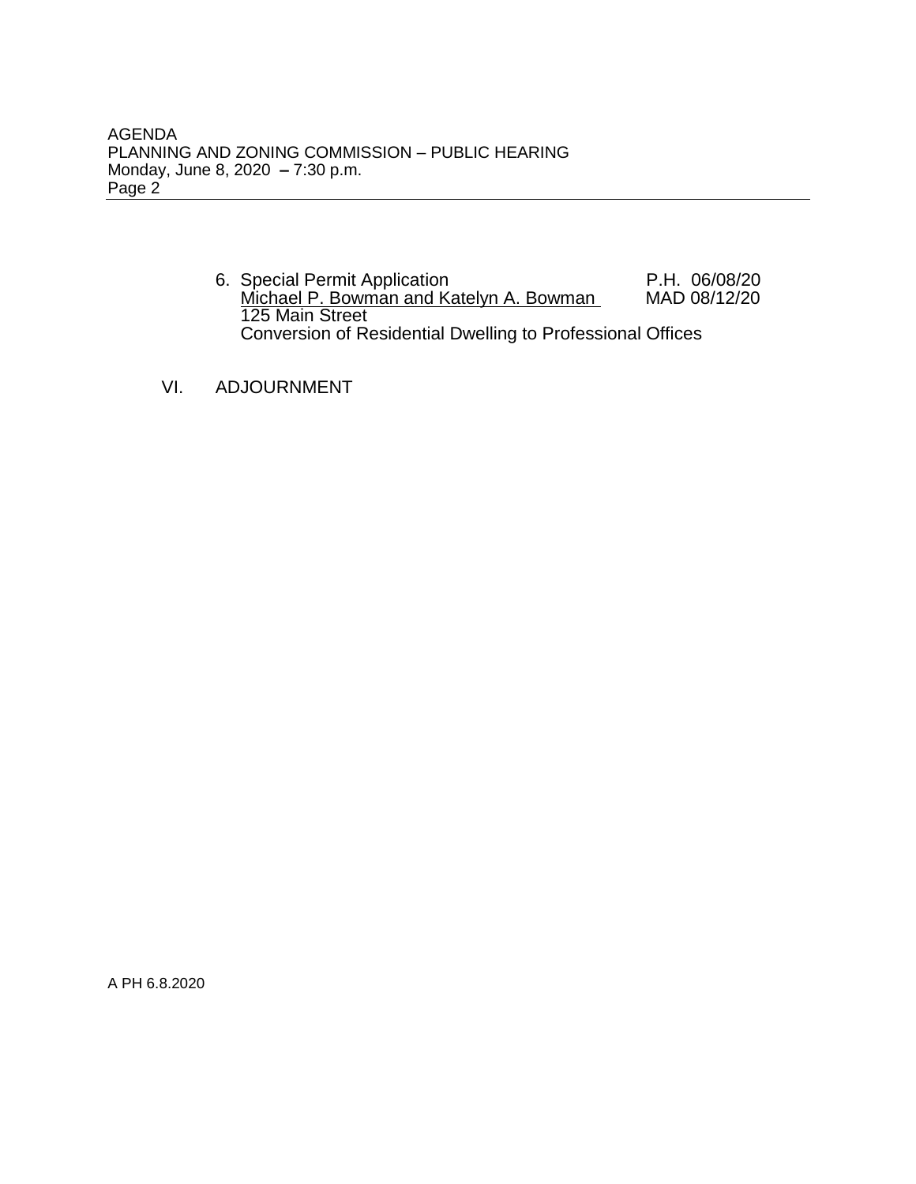6. Special Permit Application P.H. 06/08/20
   Michael P. Bowman and Katelyn A. Bowman MAD 08/12/20
   125 Main Street
   Conversion of Residential Dwelling to Professional Offices

VI. ADJOURNMENT

A PH 6.8.2020